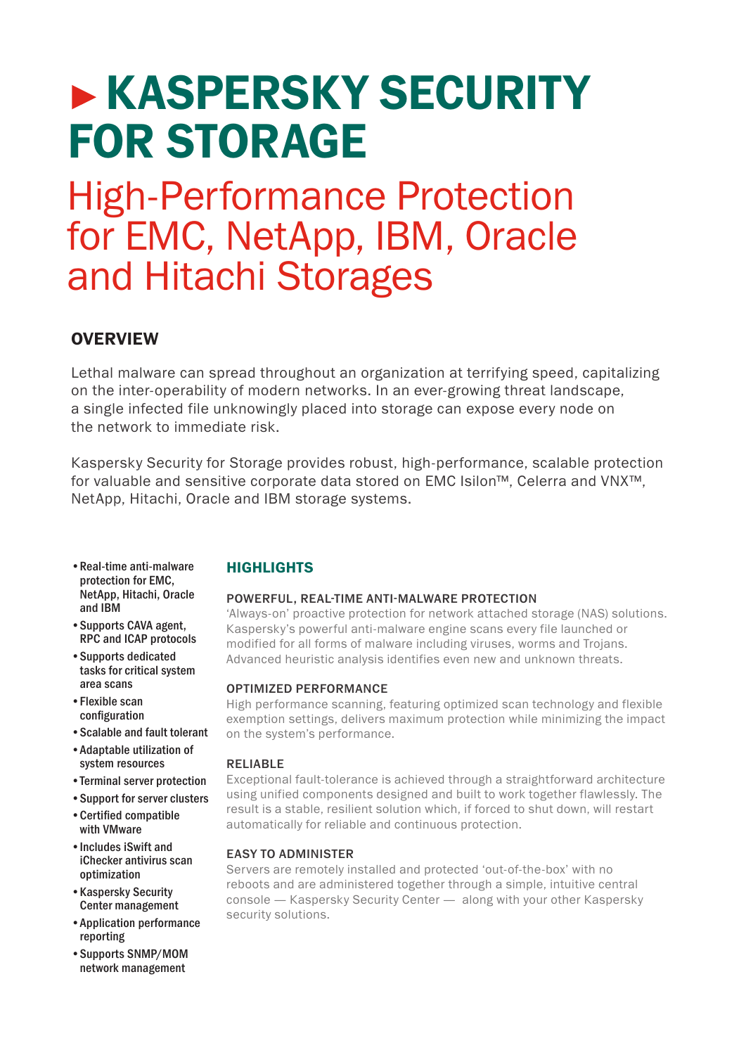# ▸ KASPERSKY SECURITY FOR STORAGE

## High-Performance Protection for EMC, NetApp, IBM, Oracle and Hitachi Storages

### OVERVIEW

Lethal malware can spread throughout an organization at terrifying speed, capitalizing on the inter-operability of modern networks. In an ever-growing threat landscape, a single infected file unknowingly placed into storage can expose every node on the network to immediate risk.

Kaspersky Security for Storage provides robust, high-performance, scalable protection for valuable and sensitive corporate data stored on EMC Isilon™, Celerra and VNX™, NetApp, Hitachi, Oracle and IBM storage systems.

- Real-time anti-malware protection for EMC, NetApp, Hitachi, Oracle and IBM
- Supports CAVA agent, RPC and ICAP protocols
- Supports dedicated tasks for critical system area scans
- Flexible scan configuration
- Scalable and fault tolerant
- Adaptable utilization of system resources
- Terminal server protection
- Support for server clusters
- Certified compatible with VMware
- Includes iSwift and iChecker antivirus scan optimization
- Kaspersky Security Center management
- Application performance reporting
- Supports SNMP/MOM network management

### HIGHLIGHTS

#### POWERFUL, REAL-TIME ANTI-MALWARE PROTECTION

'Always-on' proactive protection for network attached storage (NAS) solutions. Kaspersky's powerful anti-malware engine scans every file launched or modified for all forms of malware including viruses, worms and Trojans. Advanced heuristic analysis identifies even new and unknown threats.

#### OPTIMIZED PERFORMANCE

High performance scanning, featuring optimized scan technology and flexible exemption settings, delivers maximum protection while minimizing the impact on the system's performance.

#### RELIABLE

Exceptional fault-tolerance is achieved through a straightforward architecture using unified components designed and built to work together flawlessly. The result is a stable, resilient solution which, if forced to shut down, will restart automatically for reliable and continuous protection.

#### EASY TO ADMINISTER

Servers are remotely installed and protected 'out-of-the-box' with no reboots and are administered together through a simple, intuitive central console — Kaspersky Security Center — along with your other Kaspersky security solutions.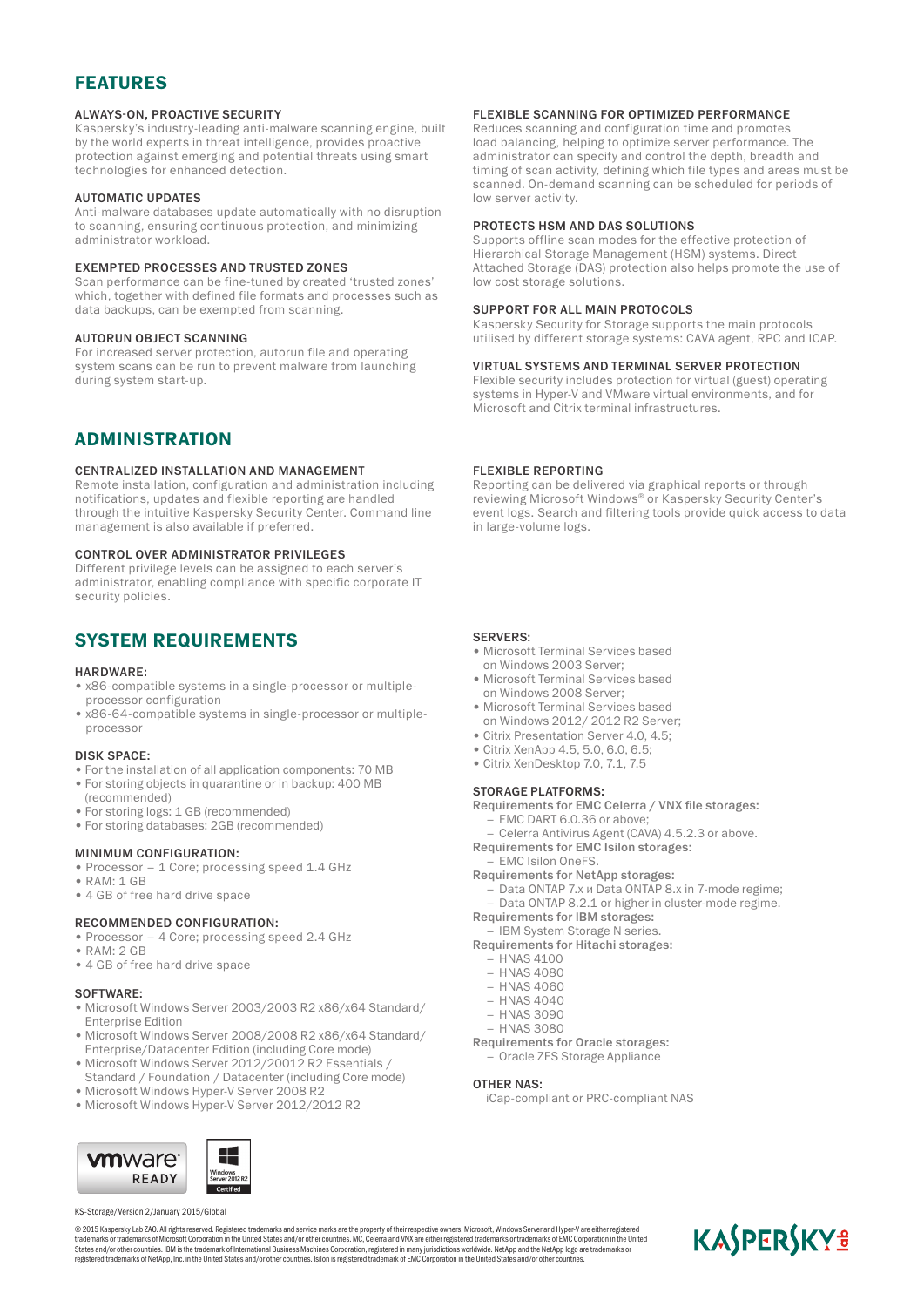## FEATURES

### ALWAYS-ON, PROACTIVE SECURITY

Kaspersky's industry-leading anti-malware scanning engine, built by the world experts in threat intelligence, provides proactive protection against emerging and potential threats using smart technologies for enhanced detection.

### AUTOMATIC UPDATES

Anti-malware databases update automatically with no disruption to scanning, ensuring continuous protection, and minimizing administrator workload.

### EXEMPTED PROCESSES AND TRUSTED ZONES

Scan performance can be fine-tuned by created 'trusted zones' which, together with defined file formats and processes such as data backups, can be exempted from scanning.

### AUTORUN OBJECT SCANNING

For increased server protection, autorun file and operating system scans can be run to prevent malware from launching during system start-up.

### FLEXIBLE SCANNING FOR OPTIMIZED PERFORMANCE

Reduces scanning and configuration time and promotes load balancing, helping to optimize server performance. The administrator can specify and control the depth, breadth and timing of scan activity, defining which file types and areas must be scanned. On-demand scanning can be scheduled for periods of low server activity.

### PROTECTS HSM AND DAS SOLUTIONS

Supports offline scan modes for the effective protection of Hierarchical Storage Management (HSM) systems. Direct Attached Storage (DAS) protection also helps promote the use of low cost storage solutions.

### SUPPORT FOR ALL MAIN PROTOCOLS

Kaspersky Security for Storage supports the main protocols utilised by different storage systems: CAVA agent, RPC and ICAP.

### VIRTUAL SYSTEMS AND TERMINAL SERVER PROTECTION

Flexible security includes protection for virtual (guest) operating systems in Hyper-V and VMware virtual environments, and for Microsoft and Citrix terminal infrastructures.

## ADMINISTRATION

### CENTRALIZED INSTALLATION AND MANAGEMENT

Remote installation, configuration and administration including notifications, updates and flexible reporting are handled through the intuitive Kaspersky Security Center. Command line management is also available if preferred.

### CONTROL OVER ADMINISTRATOR PRIVILEGES

Different privilege levels can be assigned to each server's administrator, enabling compliance with specific corporate IT security policies.

### FLEXIBLE REPORTING

Reporting can be delivered via graphical reports or through reviewing Microsoft Windows® or Kaspersky Security Center's event logs. Search and filtering tools provide quick access to data in large-volume logs.

## SYSTEM REQUIREMENTS

### HARDWARE:

- x86-compatible systems in a single-processor or multiple-processor configuration
- x86-64-compatible systems in single-processor or multiple-processor

### DISK SPACE:

- For the installation of all application components: 70 MB
- For storing objects in quarantine or in backup: 400 MB (recommended)
- For storing logs: 1 GB (recommended)
- For storing databases: 2GB (recommended)

### MINIMUM CONFIGURATION:

- Processor – 1 Core; processing speed 1.4 GHz
- RAM: 1 GB
- 4 GB of free hard drive space

### RECOMMENDED CONFIGURATION:

- Processor – 4 Core; processing speed 2.4 GHz
- RAM: 2 GB
- 4 GB of free hard drive space

### SOFTWARE:

- Microsoft Windows Server 2003/2003 R2 x86/x64 Standard/ Enterprise Edition
- Microsoft Windows Server 2008/2008 R2 x86/x64 Standard/ Enterprise/Datacenter Edition (including Core mode)
- Microsoft Windows Server 2012/20012 R2 Essentials / Standard / Foundation / Datacenter (including Core mode)
- Microsoft Windows Hyper-V Server 2008 R2
- Microsoft Windows Hyper-V Server 2012/2012 R2

### SERVERS:

- Microsoft Terminal Services based on Windows 2003 Server;
- Microsoft Terminal Services based on Windows 2008 Server;
- Microsoft Terminal Services based on Windows 2012/ 2012 R2 Server;
- Citrix Presentation Server 4.0, 4.5;
- Citrix XenApp 4.5, 5.0, 6.0, 6.5;
- Citrix XenDesktop 7.0, 7.1, 7.5

### STORAGE PLATFORMS:

Requirements for EMC Celerra / VNX file storages:
- EMC DART 6.0.36 or above;
- Celerra Antivirus Agent (CAVA) 4.5.2.3 or above.

Requirements for EMC Isilon storages:
- EMC Isilon OneFS.

Requirements for NetApp storages:
- Data ONTAP 7.x и Data ONTAP 8.x in 7-mode regime;
- Data ONTAP 8.2.1 or higher in cluster-mode regime.

Requirements for IBM storages:
- IBM System Storage N series.

Requirements for Hitachi storages:
- HNAS 4100
- HNAS 4080
- HNAS 4060
- HNAS 4040
- HNAS 3090
- HNAS 3080

Requirements for Oracle storages:
- Oracle ZFS Storage Appliance

### OTHER NAS:

iCap-compliant or PRC-compliant NAS

vmware® READY

Windows Server 2012 R2 Certified

KS-Storage/Version 2/January 2015/Global

© 2015 Kaspersky Lab ZAO. All rights reserved. Registered trademarks and service marks are the property of their respective owners. Microsoft, Windows Server and Hyper-V are either registered trademarks or trademarks of Microsoft Corporation in the United States and/or other countries. MC, Celerra and VNX are either registered trademarks or trademarks of EMC Corporation in the United States and/or other countries. IBM is the trademark of International Business Machines Corporation, registered in many jurisdictions worldwide. NetApp and the NetApp logo are trademarks or registered trademarks of NetApp, Inc. in the United States and/or other countries. Isilon is registered trademark of EMC Corporation in the United States and/or other countries.

KASPERSKY lab